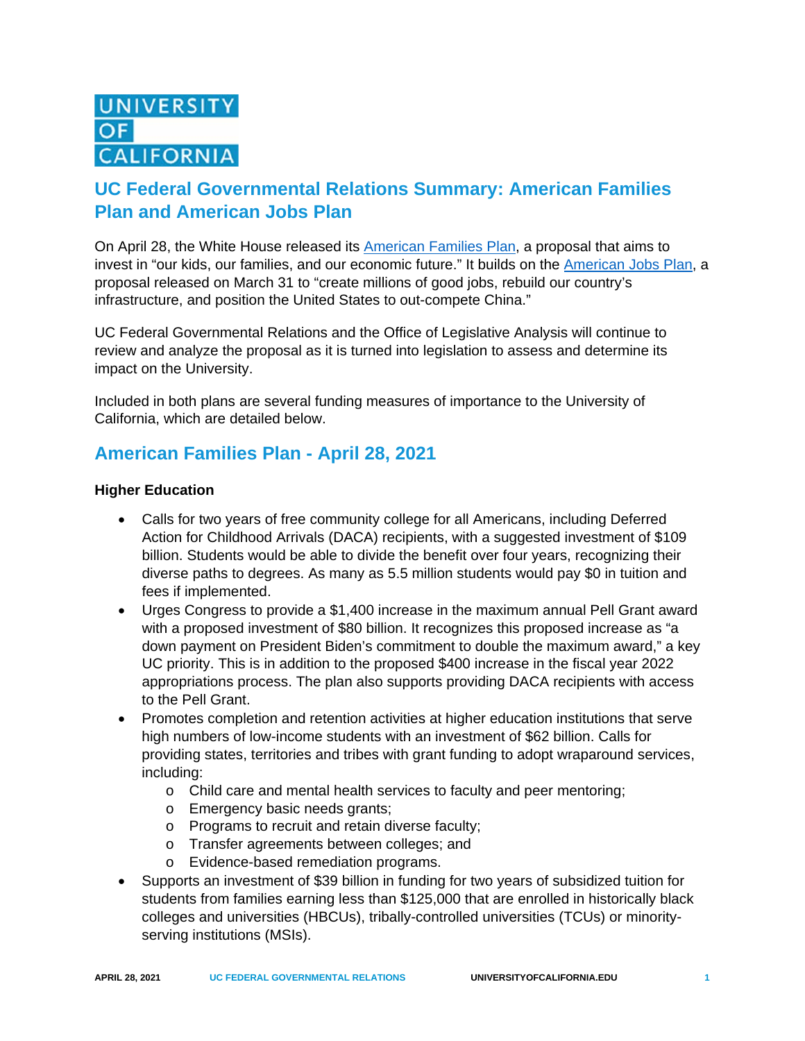UNIVERSITY OF CALIFORNIA

# UC Federal Governmental Relations Summary: American Families Plan and American Jobs Plan

On April 28, the White House released its American Families Plan, a proposal that aims to invest in "our kids, our families, and our economic future." It builds on the American Jobs Plan, a proposal released on March 31 to "create millions of good jobs, rebuild our country's infrastructure, and position the United States to out-compete China."

UC Federal Governmental Relations and the Office of Legislative Analysis will continue to review and analyze the proposal as it is turned into legislation to assess and determine its impact on the University.

Included in both plans are several funding measures of importance to the University of California, which are detailed below.

## American Families Plan - April 28, 2021

**Higher Education**

- Calls for two years of free community college for all Americans, including Deferred Action for Childhood Arrivals (DACA) recipients, with a suggested investment of $109 billion. Students would be able to divide the benefit over four years, recognizing their diverse paths to degrees. As many as 5.5 million students would pay $0 in tuition and fees if implemented.
- Urges Congress to provide a $1,400 increase in the maximum annual Pell Grant award with a proposed investment of $80 billion. It recognizes this proposed increase as "a down payment on President Biden's commitment to double the maximum award," a key UC priority. This is in addition to the proposed $400 increase in the fiscal year 2022 appropriations process. The plan also supports providing DACA recipients with access to the Pell Grant.
- Promotes completion and retention activities at higher education institutions that serve high numbers of low-income students with an investment of $62 billion. Calls for providing states, territories and tribes with grant funding to adopt wraparound services, including:
  - Child care and mental health services to faculty and peer mentoring;
  - Emergency basic needs grants;
  - Programs to recruit and retain diverse faculty;
  - Transfer agreements between colleges; and
  - Evidence-based remediation programs.
- Supports an investment of $39 billion in funding for two years of subsidized tuition for students from families earning less than $125,000 that are enrolled in historically black colleges and universities (HBCUs), tribally-controlled universities (TCUs) or minority-serving institutions (MSIs).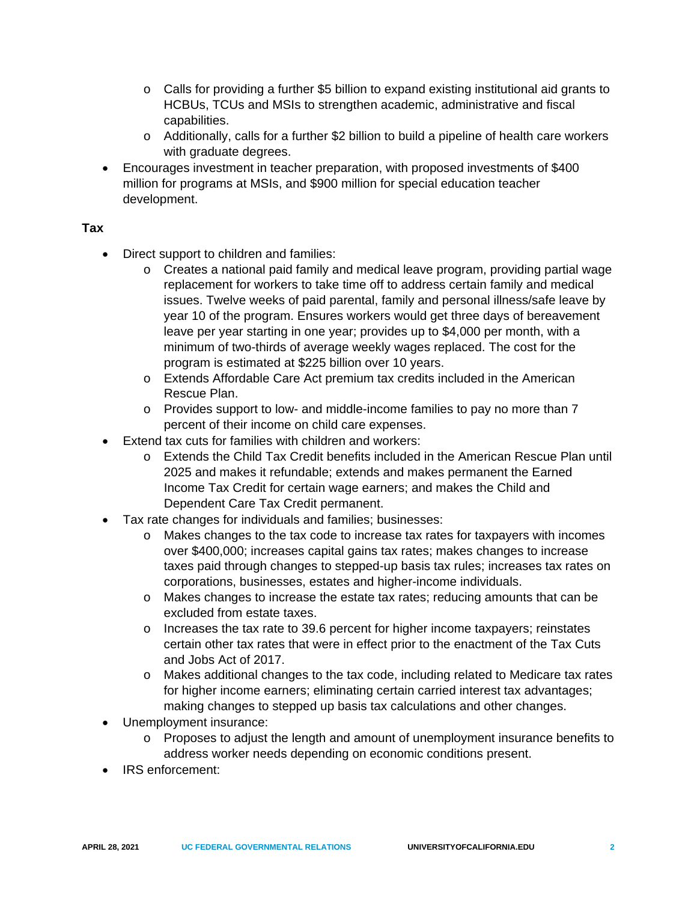- Calls for providing a further $5 billion to expand existing institutional aid grants to HCBUs, TCUs and MSIs to strengthen academic, administrative and fiscal capabilities.
    - Additionally, calls for a further $2 billion to build a pipeline of health care workers with graduate degrees.
- Encourages investment in teacher preparation, with proposed investments of $400 million for programs at MSIs, and $900 million for special education teacher development.

**Tax**

- Direct support to children and families:
    - Creates a national paid family and medical leave program, providing partial wage replacement for workers to take time off to address certain family and medical issues. Twelve weeks of paid parental, family and personal illness/safe leave by year 10 of the program. Ensures workers would get three days of bereavement leave per year starting in one year; provides up to $4,000 per month, with a minimum of two-thirds of average weekly wages replaced. The cost for the program is estimated at $225 billion over 10 years.
    - Extends Affordable Care Act premium tax credits included in the American Rescue Plan.
    - Provides support to low- and middle-income families to pay no more than 7 percent of their income on child care expenses.
- Extend tax cuts for families with children and workers:
    - Extends the Child Tax Credit benefits included in the American Rescue Plan until 2025 and makes it refundable; extends and makes permanent the Earned Income Tax Credit for certain wage earners; and makes the Child and Dependent Care Tax Credit permanent.
- Tax rate changes for individuals and families; businesses:
    - Makes changes to the tax code to increase tax rates for taxpayers with incomes over $400,000; increases capital gains tax rates; makes changes to increase taxes paid through changes to stepped-up basis tax rules; increases tax rates on corporations, businesses, estates and higher-income individuals.
    - Makes changes to increase the estate tax rates; reducing amounts that can be excluded from estate taxes.
    - Increases the tax rate to 39.6 percent for higher income taxpayers; reinstates certain other tax rates that were in effect prior to the enactment of the Tax Cuts and Jobs Act of 2017.
    - Makes additional changes to the tax code, including related to Medicare tax rates for higher income earners; eliminating certain carried interest tax advantages; making changes to stepped up basis tax calculations and other changes.
- Unemployment insurance:
    - Proposes to adjust the length and amount of unemployment insurance benefits to address worker needs depending on economic conditions present.
- IRS enforcement: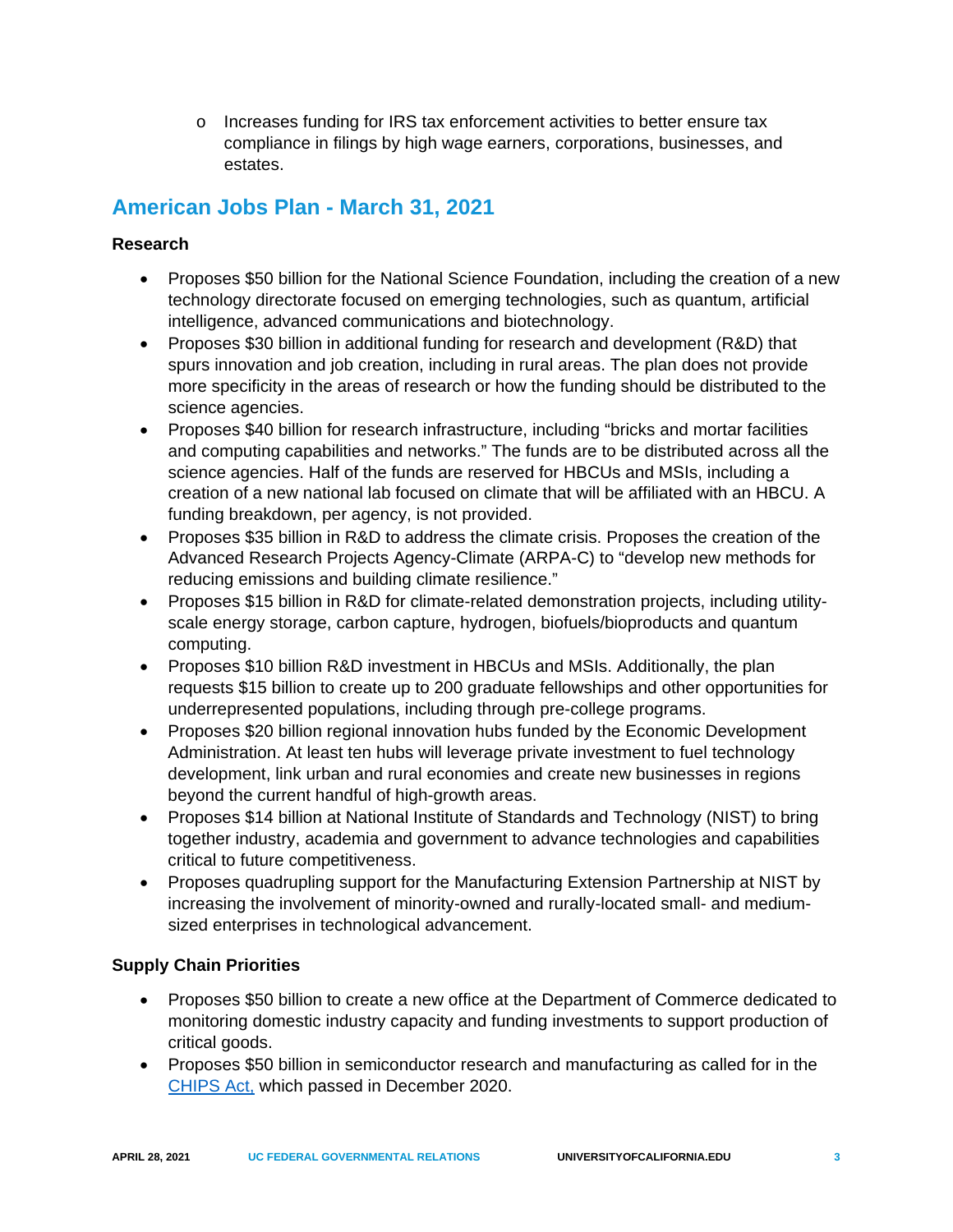- Increases funding for IRS tax enforcement activities to better ensure tax compliance in filings by high wage earners, corporations, businesses, and estates.

## American Jobs Plan - March 31, 2021

**Research**

- Proposes $50 billion for the National Science Foundation, including the creation of a new technology directorate focused on emerging technologies, such as quantum, artificial intelligence, advanced communications and biotechnology.
- Proposes $30 billion in additional funding for research and development (R&D) that spurs innovation and job creation, including in rural areas. The plan does not provide more specificity in the areas of research or how the funding should be distributed to the science agencies.
- Proposes $40 billion for research infrastructure, including "bricks and mortar facilities and computing capabilities and networks." The funds are to be distributed across all the science agencies. Half of the funds are reserved for HBCUs and MSIs, including a creation of a new national lab focused on climate that will be affiliated with an HBCU. A funding breakdown, per agency, is not provided.
- Proposes $35 billion in R&D to address the climate crisis. Proposes the creation of the Advanced Research Projects Agency-Climate (ARPA-C) to "develop new methods for reducing emissions and building climate resilience."
- Proposes $15 billion in R&D for climate-related demonstration projects, including utility-scale energy storage, carbon capture, hydrogen, biofuels/bioproducts and quantum computing.
- Proposes $10 billion R&D investment in HBCUs and MSIs. Additionally, the plan requests $15 billion to create up to 200 graduate fellowships and other opportunities for underrepresented populations, including through pre-college programs.
- Proposes $20 billion regional innovation hubs funded by the Economic Development Administration. At least ten hubs will leverage private investment to fuel technology development, link urban and rural economies and create new businesses in regions beyond the current handful of high-growth areas.
- Proposes $14 billion at National Institute of Standards and Technology (NIST) to bring together industry, academia and government to advance technologies and capabilities critical to future competitiveness.
- Proposes quadrupling support for the Manufacturing Extension Partnership at NIST by increasing the involvement of minority-owned and rurally-located small- and medium-sized enterprises in technological advancement.

**Supply Chain Priorities**

- Proposes $50 billion to create a new office at the Department of Commerce dedicated to monitoring domestic industry capacity and funding investments to support production of critical goods.
- Proposes $50 billion in semiconductor research and manufacturing as called for in the CHIPS Act, which passed in December 2020.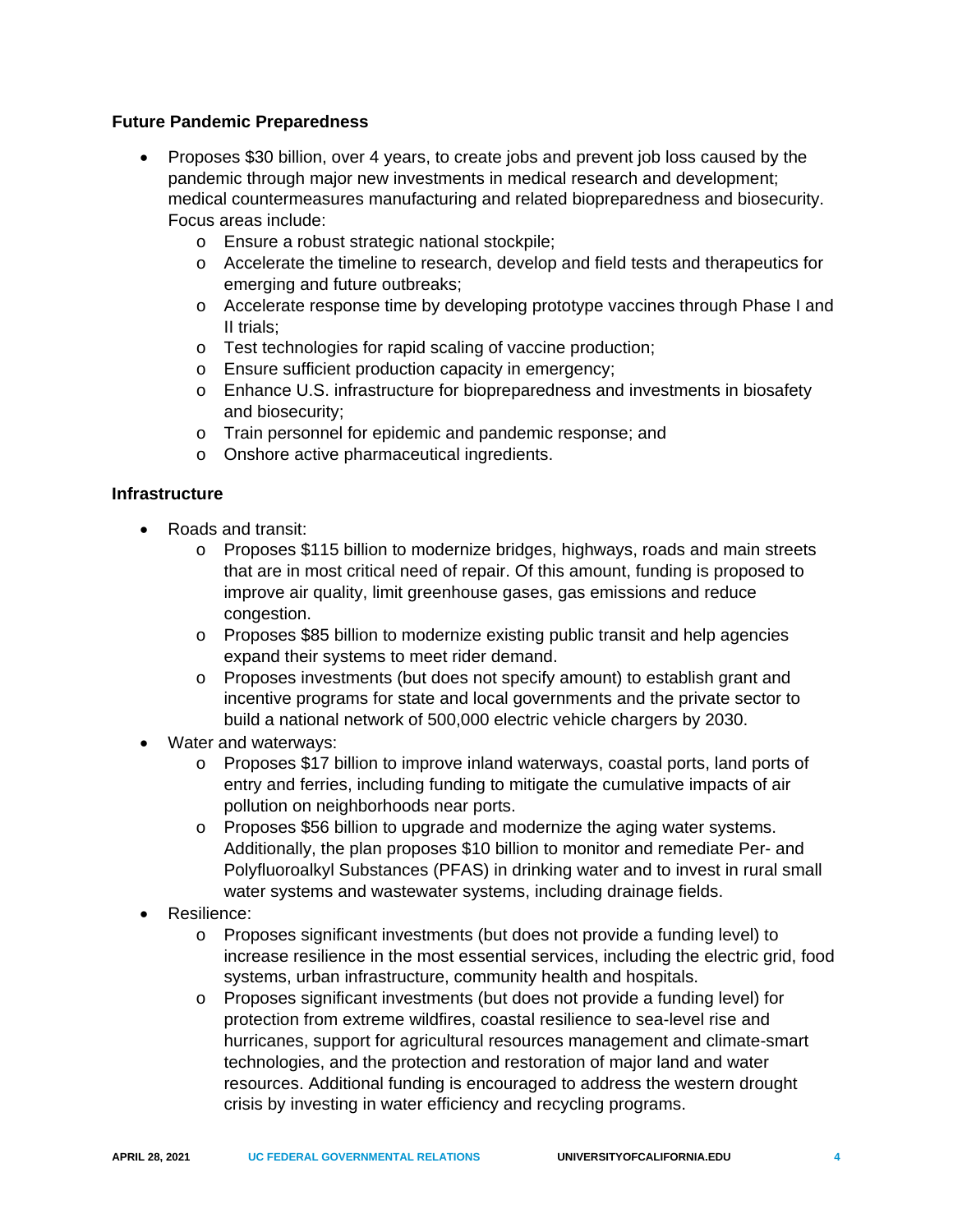**Future Pandemic Preparedness**

- Proposes $30 billion, over 4 years, to create jobs and prevent job loss caused by the pandemic through major new investments in medical research and development; medical countermeasures manufacturing and related biopreparedness and biosecurity. Focus areas include:
  - Ensure a robust strategic national stockpile;
  - Accelerate the timeline to research, develop and field tests and therapeutics for emerging and future outbreaks;
  - Accelerate response time by developing prototype vaccines through Phase I and II trials;
  - Test technologies for rapid scaling of vaccine production;
  - Ensure sufficient production capacity in emergency;
  - Enhance U.S. infrastructure for biopreparedness and investments in biosafety and biosecurity;
  - Train personnel for epidemic and pandemic response; and
  - Onshore active pharmaceutical ingredients.

**Infrastructure**

- Roads and transit:
  - Proposes $115 billion to modernize bridges, highways, roads and main streets that are in most critical need of repair. Of this amount, funding is proposed to improve air quality, limit greenhouse gases, gas emissions and reduce congestion.
  - Proposes $85 billion to modernize existing public transit and help agencies expand their systems to meet rider demand.
  - Proposes investments (but does not specify amount) to establish grant and incentive programs for state and local governments and the private sector to build a national network of 500,000 electric vehicle chargers by 2030.
- Water and waterways:
  - Proposes $17 billion to improve inland waterways, coastal ports, land ports of entry and ferries, including funding to mitigate the cumulative impacts of air pollution on neighborhoods near ports.
  - Proposes $56 billion to upgrade and modernize the aging water systems. Additionally, the plan proposes $10 billion to monitor and remediate Per- and Polyfluoroalkyl Substances (PFAS) in drinking water and to invest in rural small water systems and wastewater systems, including drainage fields.
- Resilience:
  - Proposes significant investments (but does not provide a funding level) to increase resilience in the most essential services, including the electric grid, food systems, urban infrastructure, community health and hospitals.
  - Proposes significant investments (but does not provide a funding level) for protection from extreme wildfires, coastal resilience to sea-level rise and hurricanes, support for agricultural resources management and climate-smart technologies, and the protection and restoration of major land and water resources. Additional funding is encouraged to address the western drought crisis by investing in water efficiency and recycling programs.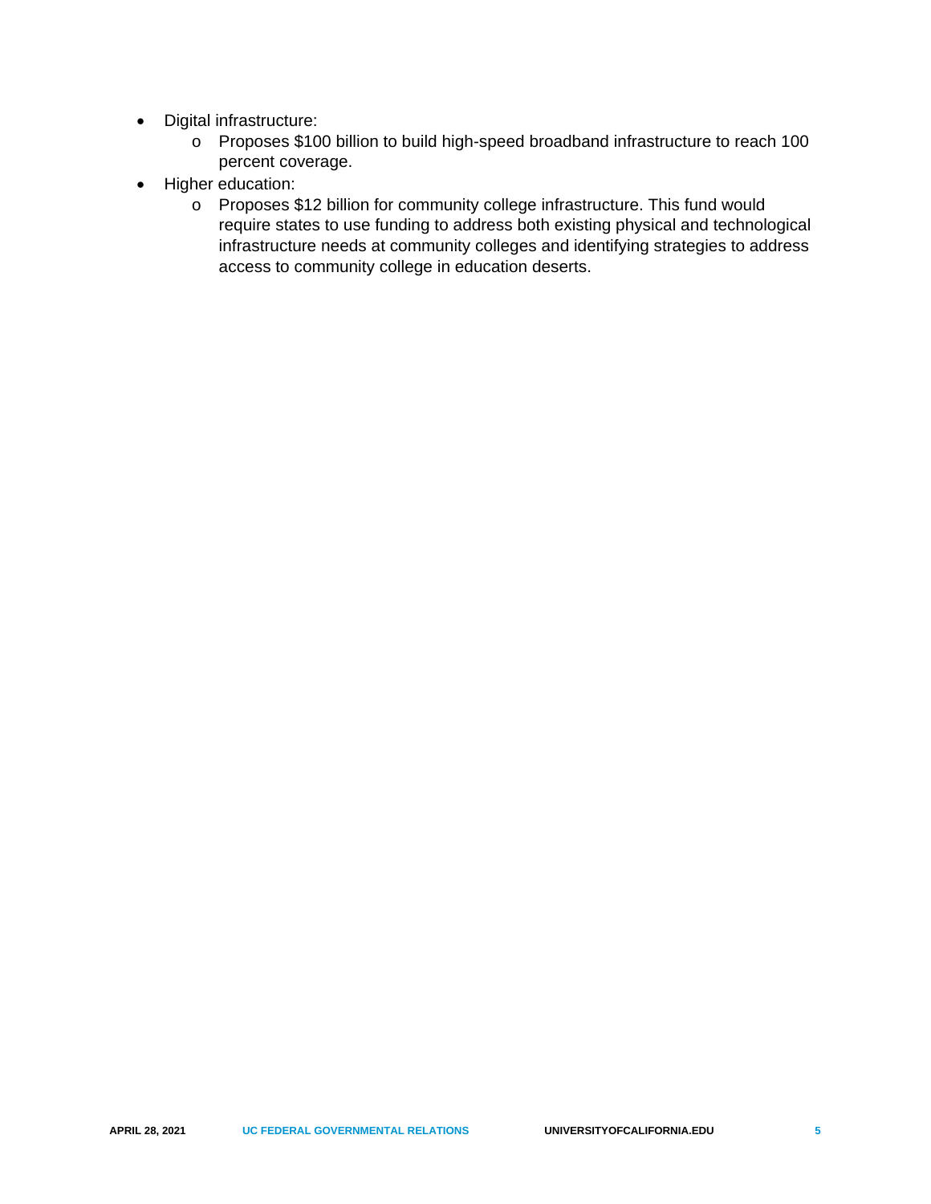- Digital infrastructure:
  - Proposes $100 billion to build high-speed broadband infrastructure to reach 100 percent coverage.
- Higher education:
  - Proposes $12 billion for community college infrastructure. This fund would require states to use funding to address both existing physical and technological infrastructure needs at community colleges and identifying strategies to address access to community college in education deserts.